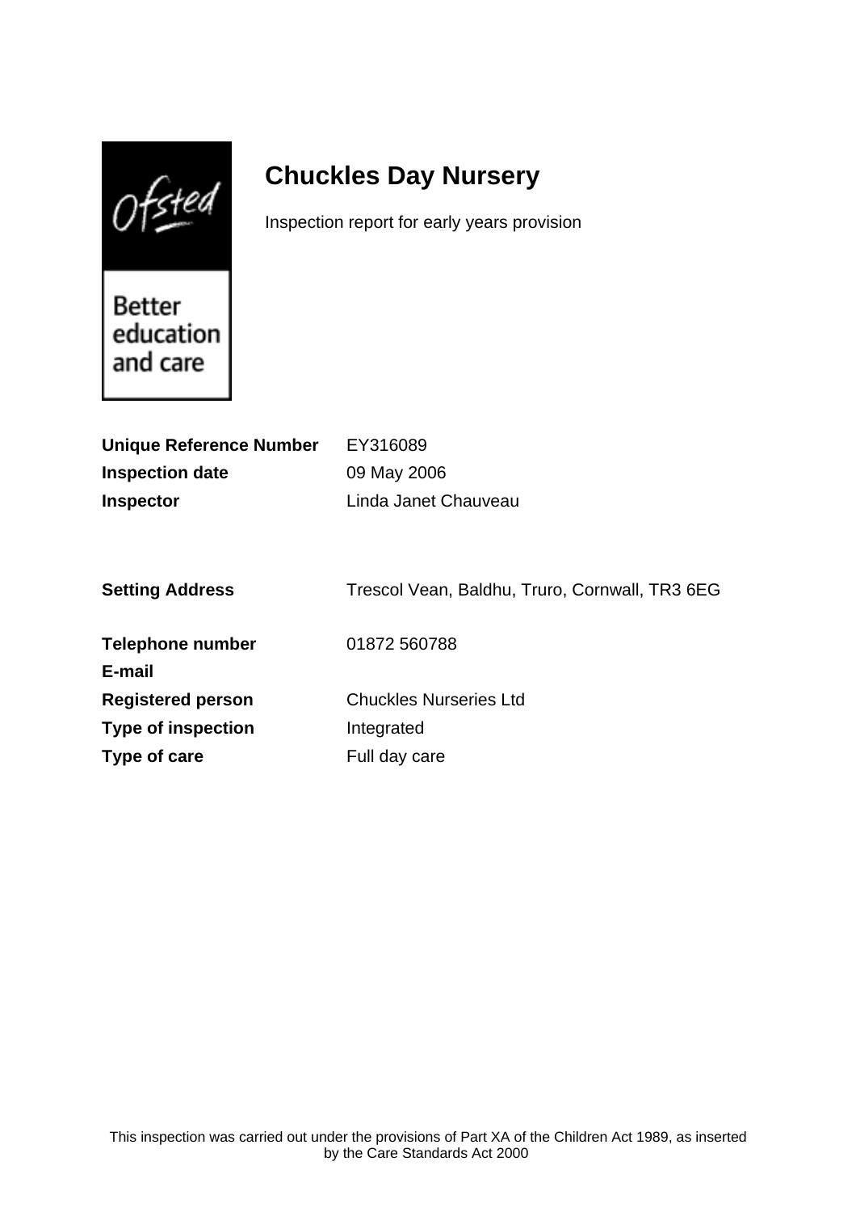Ofsted

Better education and care

# Chuckles Day Nursery

Inspection report for early years provision

| | |
|---|---|
| **Unique Reference Number** | EY316089 |
| **Inspection date** | 09 May 2006 |
| **Inspector** | Linda Janet Chauveau |

| | |
|---|---|
| **Setting Address** | Trescol Vean, Baldhu, Truro, Cornwall, TR3 6EG |
| **Telephone number** | 01872 560788 |
| **E-mail** | |
| **Registered person** | Chuckles Nurseries Ltd |
| **Type of inspection** | Integrated |
| **Type of care** | Full day care |

This inspection was carried out under the provisions of Part XA of the Children Act 1989, as inserted by the Care Standards Act 2000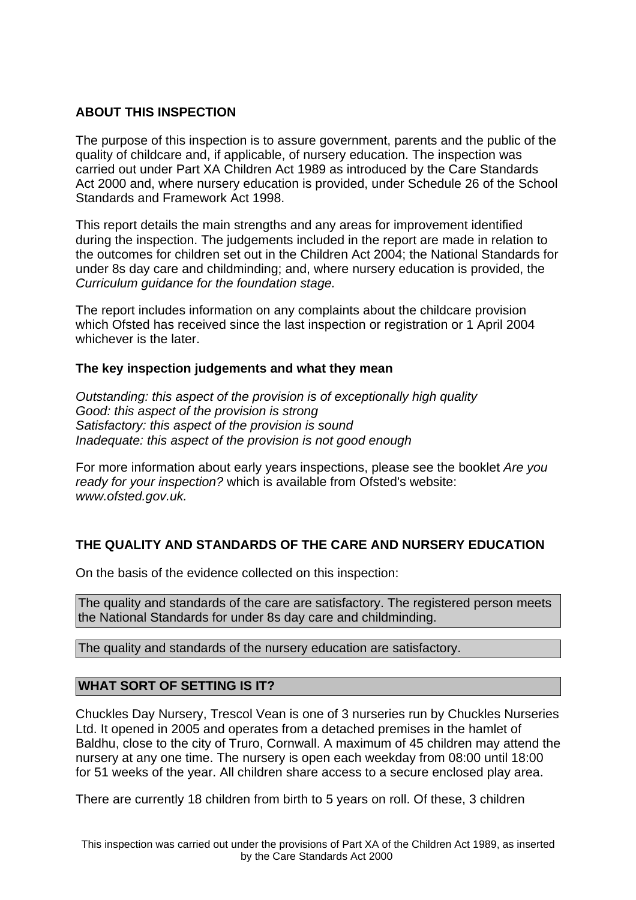## ABOUT THIS INSPECTION

The purpose of this inspection is to assure government, parents and the public of the quality of childcare and, if applicable, of nursery education. The inspection was carried out under Part XA Children Act 1989 as introduced by the Care Standards Act 2000 and, where nursery education is provided, under Schedule 26 of the School Standards and Framework Act 1998.

This report details the main strengths and any areas for improvement identified during the inspection. The judgements included in the report are made in relation to the outcomes for children set out in the Children Act 2004; the National Standards for under 8s day care and childminding; and, where nursery education is provided, the *Curriculum guidance for the foundation stage.*

The report includes information on any complaints about the childcare provision which Ofsted has received since the last inspection or registration or 1 April 2004 whichever is the later.

### The key inspection judgements and what they mean

*Outstanding: this aspect of the provision is of exceptionally high quality*
*Good: this aspect of the provision is strong*
*Satisfactory: this aspect of the provision is sound*
*Inadequate: this aspect of the provision is not good enough*

For more information about early years inspections, please see the booklet *Are you ready for your inspection?* which is available from Ofsted's website: *www.ofsted.gov.uk.*

## THE QUALITY AND STANDARDS OF THE CARE AND NURSERY EDUCATION

On the basis of the evidence collected on this inspection:

The quality and standards of the care are satisfactory. The registered person meets the National Standards for under 8s day care and childminding.

The quality and standards of the nursery education are satisfactory.

## WHAT SORT OF SETTING IS IT?

Chuckles Day Nursery, Trescol Vean is one of 3 nurseries run by Chuckles Nurseries Ltd. It opened in 2005 and operates from a detached premises in the hamlet of Baldhu, close to the city of Truro, Cornwall. A maximum of 45 children may attend the nursery at any one time. The nursery is open each weekday from 08:00 until 18:00 for 51 weeks of the year. All children share access to a secure enclosed play area.

There are currently 18 children from birth to 5 years on roll. Of these, 3 children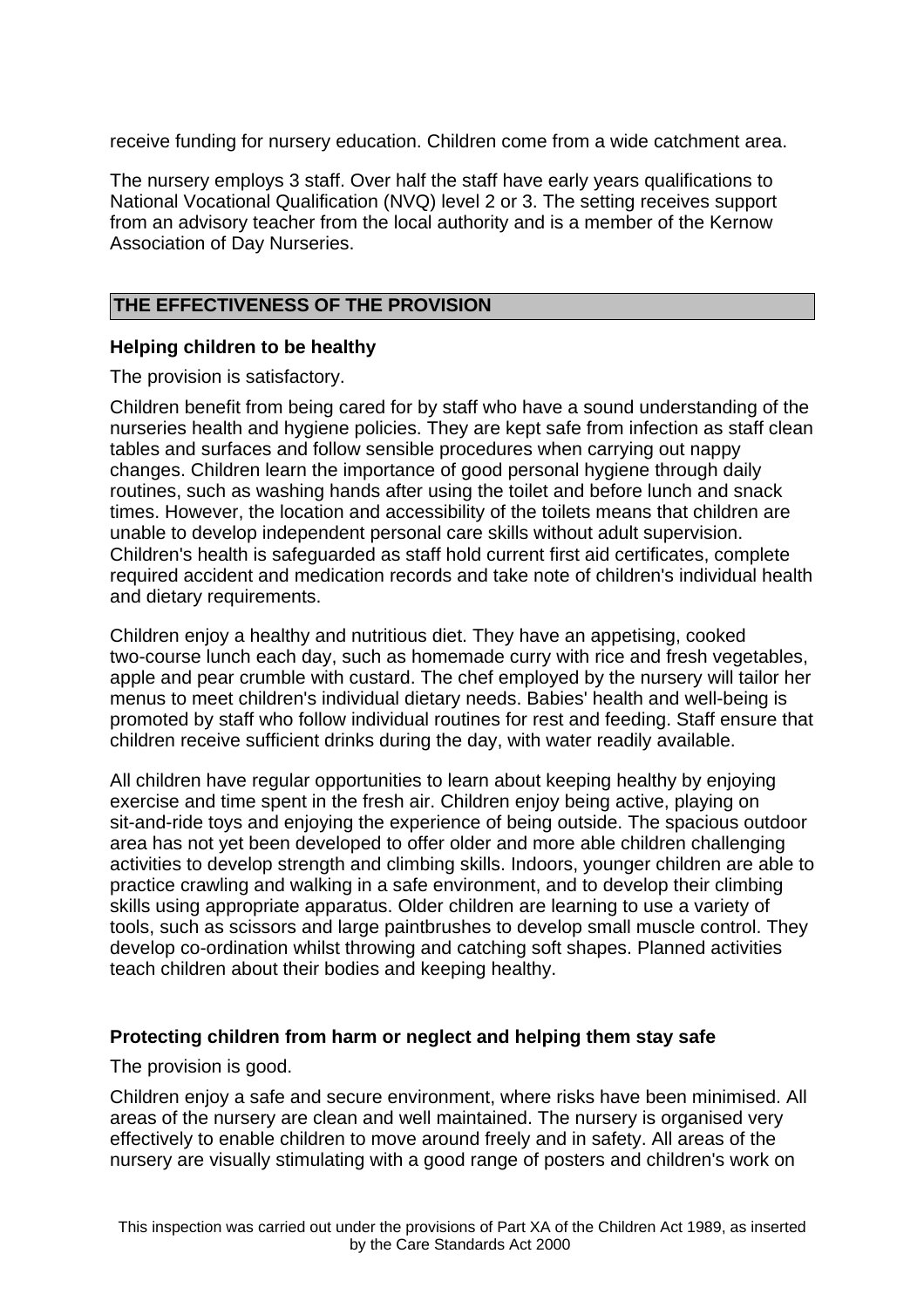receive funding for nursery education. Children come from a wide catchment area.

The nursery employs 3 staff. Over half the staff have early years qualifications to National Vocational Qualification (NVQ) level 2 or 3. The setting receives support from an advisory teacher from the local authority and is a member of the Kernow Association of Day Nurseries.

## THE EFFECTIVENESS OF THE PROVISION

### Helping children to be healthy

The provision is satisfactory.

Children benefit from being cared for by staff who have a sound understanding of the nurseries health and hygiene policies. They are kept safe from infection as staff clean tables and surfaces and follow sensible procedures when carrying out nappy changes. Children learn the importance of good personal hygiene through daily routines, such as washing hands after using the toilet and before lunch and snack times. However, the location and accessibility of the toilets means that children are unable to develop independent personal care skills without adult supervision. Children's health is safeguarded as staff hold current first aid certificates, complete required accident and medication records and take note of children's individual health and dietary requirements.

Children enjoy a healthy and nutritious diet. They have an appetising, cooked two-course lunch each day, such as homemade curry with rice and fresh vegetables, apple and pear crumble with custard. The chef employed by the nursery will tailor her menus to meet children's individual dietary needs. Babies' health and well-being is promoted by staff who follow individual routines for rest and feeding. Staff ensure that children receive sufficient drinks during the day, with water readily available.

All children have regular opportunities to learn about keeping healthy by enjoying exercise and time spent in the fresh air. Children enjoy being active, playing on sit-and-ride toys and enjoying the experience of being outside. The spacious outdoor area has not yet been developed to offer older and more able children challenging activities to develop strength and climbing skills. Indoors, younger children are able to practice crawling and walking in a safe environment, and to develop their climbing skills using appropriate apparatus. Older children are learning to use a variety of tools, such as scissors and large paintbrushes to develop small muscle control. They develop co-ordination whilst throwing and catching soft shapes. Planned activities teach children about their bodies and keeping healthy.

### Protecting children from harm or neglect and helping them stay safe

The provision is good.

Children enjoy a safe and secure environment, where risks have been minimised. All areas of the nursery are clean and well maintained. The nursery is organised very effectively to enable children to move around freely and in safety. All areas of the nursery are visually stimulating with a good range of posters and children's work on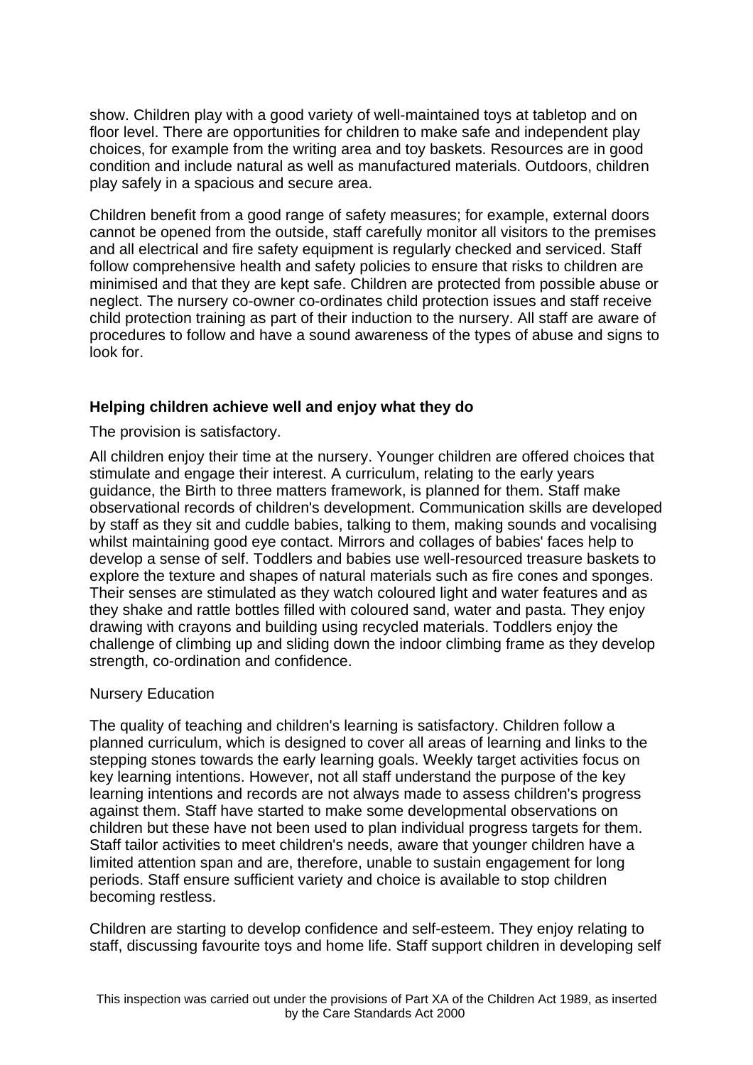show. Children play with a good variety of well-maintained toys at tabletop and on floor level. There are opportunities for children to make safe and independent play choices, for example from the writing area and toy baskets. Resources are in good condition and include natural as well as manufactured materials. Outdoors, children play safely in a spacious and secure area.

Children benefit from a good range of safety measures; for example, external doors cannot be opened from the outside, staff carefully monitor all visitors to the premises and all electrical and fire safety equipment is regularly checked and serviced. Staff follow comprehensive health and safety policies to ensure that risks to children are minimised and that they are kept safe. Children are protected from possible abuse or neglect. The nursery co-owner co-ordinates child protection issues and staff receive child protection training as part of their induction to the nursery. All staff are aware of procedures to follow and have a sound awareness of the types of abuse and signs to look for.

**Helping children achieve well and enjoy what they do**

The provision is satisfactory.

All children enjoy their time at the nursery. Younger children are offered choices that stimulate and engage their interest. A curriculum, relating to the early years guidance, the Birth to three matters framework, is planned for them. Staff make observational records of children's development. Communication skills are developed by staff as they sit and cuddle babies, talking to them, making sounds and vocalising whilst maintaining good eye contact. Mirrors and collages of babies' faces help to develop a sense of self. Toddlers and babies use well-resourced treasure baskets to explore the texture and shapes of natural materials such as fire cones and sponges. Their senses are stimulated as they watch coloured light and water features and as they shake and rattle bottles filled with coloured sand, water and pasta. They enjoy drawing with crayons and building using recycled materials. Toddlers enjoy the challenge of climbing up and sliding down the indoor climbing frame as they develop strength, co-ordination and confidence.

Nursery Education

The quality of teaching and children's learning is satisfactory. Children follow a planned curriculum, which is designed to cover all areas of learning and links to the stepping stones towards the early learning goals. Weekly target activities focus on key learning intentions. However, not all staff understand the purpose of the key learning intentions and records are not always made to assess children's progress against them. Staff have started to make some developmental observations on children but these have not been used to plan individual progress targets for them. Staff tailor activities to meet children's needs, aware that younger children have a limited attention span and are, therefore, unable to sustain engagement for long periods. Staff ensure sufficient variety and choice is available to stop children becoming restless.

Children are starting to develop confidence and self-esteem. They enjoy relating to staff, discussing favourite toys and home life. Staff support children in developing self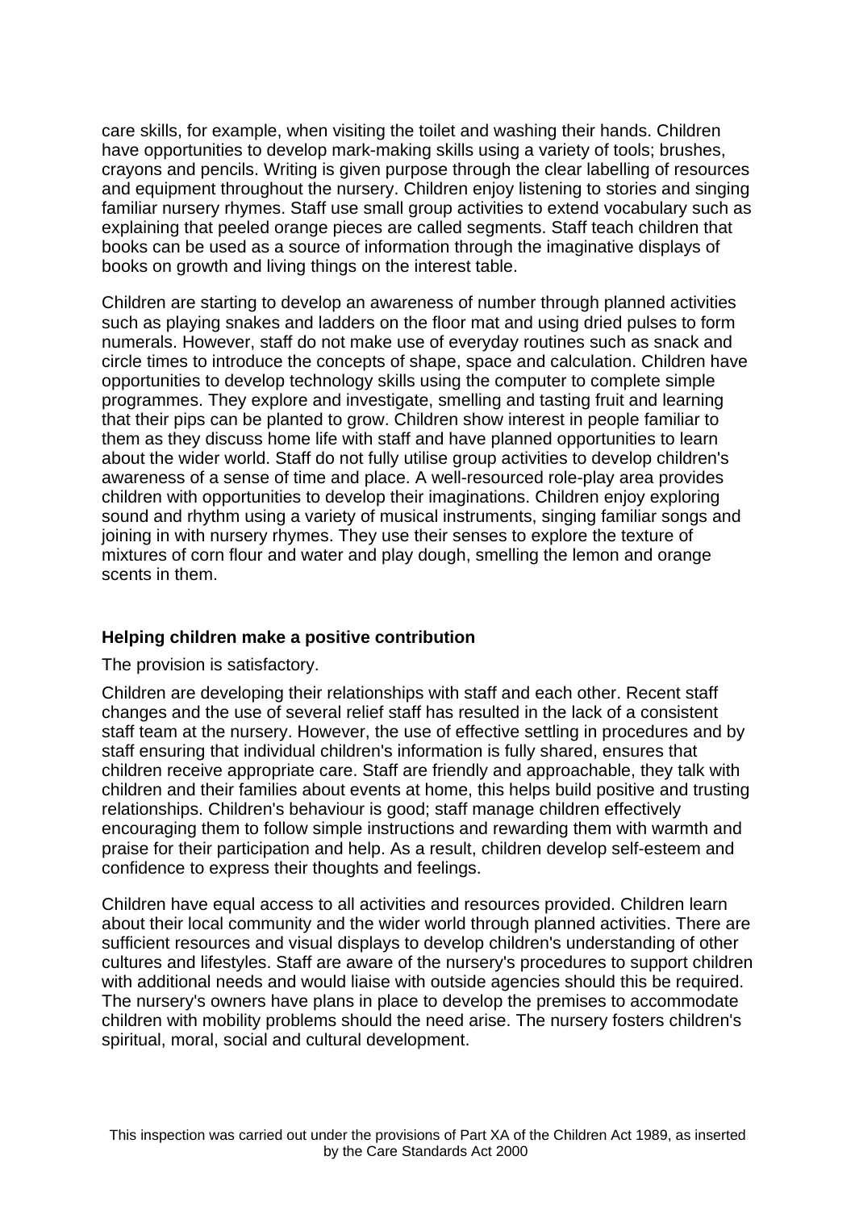care skills, for example, when visiting the toilet and washing their hands. Children have opportunities to develop mark-making skills using a variety of tools; brushes, crayons and pencils. Writing is given purpose through the clear labelling of resources and equipment throughout the nursery. Children enjoy listening to stories and singing familiar nursery rhymes. Staff use small group activities to extend vocabulary such as explaining that peeled orange pieces are called segments. Staff teach children that books can be used as a source of information through the imaginative displays of books on growth and living things on the interest table.

Children are starting to develop an awareness of number through planned activities such as playing snakes and ladders on the floor mat and using dried pulses to form numerals. However, staff do not make use of everyday routines such as snack and circle times to introduce the concepts of shape, space and calculation. Children have opportunities to develop technology skills using the computer to complete simple programmes. They explore and investigate, smelling and tasting fruit and learning that their pips can be planted to grow. Children show interest in people familiar to them as they discuss home life with staff and have planned opportunities to learn about the wider world. Staff do not fully utilise group activities to develop children's awareness of a sense of time and place. A well-resourced role-play area provides children with opportunities to develop their imaginations. Children enjoy exploring sound and rhythm using a variety of musical instruments, singing familiar songs and joining in with nursery rhymes. They use their senses to explore the texture of mixtures of corn flour and water and play dough, smelling the lemon and orange scents in them.

**Helping children make a positive contribution**

The provision is satisfactory.

Children are developing their relationships with staff and each other. Recent staff changes and the use of several relief staff has resulted in the lack of a consistent staff team at the nursery. However, the use of effective settling in procedures and by staff ensuring that individual children's information is fully shared, ensures that children receive appropriate care. Staff are friendly and approachable, they talk with children and their families about events at home, this helps build positive and trusting relationships. Children's behaviour is good; staff manage children effectively encouraging them to follow simple instructions and rewarding them with warmth and praise for their participation and help. As a result, children develop self-esteem and confidence to express their thoughts and feelings.

Children have equal access to all activities and resources provided. Children learn about their local community and the wider world through planned activities. There are sufficient resources and visual displays to develop children's understanding of other cultures and lifestyles. Staff are aware of the nursery's procedures to support children with additional needs and would liaise with outside agencies should this be required. The nursery's owners have plans in place to develop the premises to accommodate children with mobility problems should the need arise. The nursery fosters children's spiritual, moral, social and cultural development.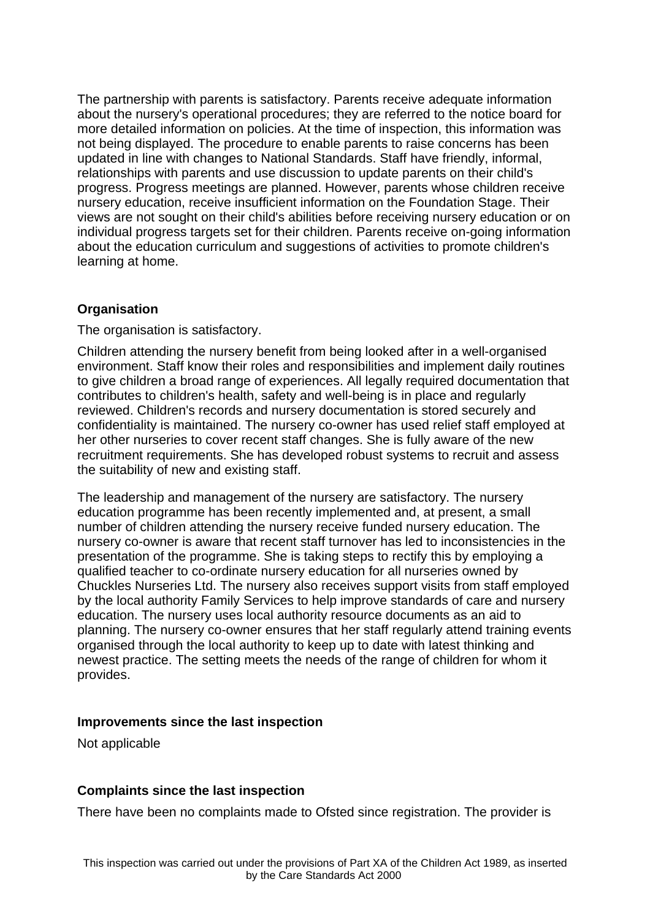The partnership with parents is satisfactory. Parents receive adequate information about the nursery's operational procedures; they are referred to the notice board for more detailed information on policies. At the time of inspection, this information was not being displayed. The procedure to enable parents to raise concerns has been updated in line with changes to National Standards. Staff have friendly, informal, relationships with parents and use discussion to update parents on their child's progress. Progress meetings are planned. However, parents whose children receive nursery education, receive insufficient information on the Foundation Stage. Their views are not sought on their child's abilities before receiving nursery education or on individual progress targets set for their children. Parents receive on-going information about the education curriculum and suggestions of activities to promote children's learning at home.

**Organisation**

The organisation is satisfactory.

Children attending the nursery benefit from being looked after in a well-organised environment. Staff know their roles and responsibilities and implement daily routines to give children a broad range of experiences. All legally required documentation that contributes to children's health, safety and well-being is in place and regularly reviewed. Children's records and nursery documentation is stored securely and confidentiality is maintained. The nursery co-owner has used relief staff employed at her other nurseries to cover recent staff changes. She is fully aware of the new recruitment requirements. She has developed robust systems to recruit and assess the suitability of new and existing staff.

The leadership and management of the nursery are satisfactory. The nursery education programme has been recently implemented and, at present, a small number of children attending the nursery receive funded nursery education. The nursery co-owner is aware that recent staff turnover has led to inconsistencies in the presentation of the programme. She is taking steps to rectify this by employing a qualified teacher to co-ordinate nursery education for all nurseries owned by Chuckles Nurseries Ltd. The nursery also receives support visits from staff employed by the local authority Family Services to help improve standards of care and nursery education. The nursery uses local authority resource documents as an aid to planning. The nursery co-owner ensures that her staff regularly attend training events organised through the local authority to keep up to date with latest thinking and newest practice. The setting meets the needs of the range of children for whom it provides.

**Improvements since the last inspection**

Not applicable

**Complaints since the last inspection**

There have been no complaints made to Ofsted since registration. The provider is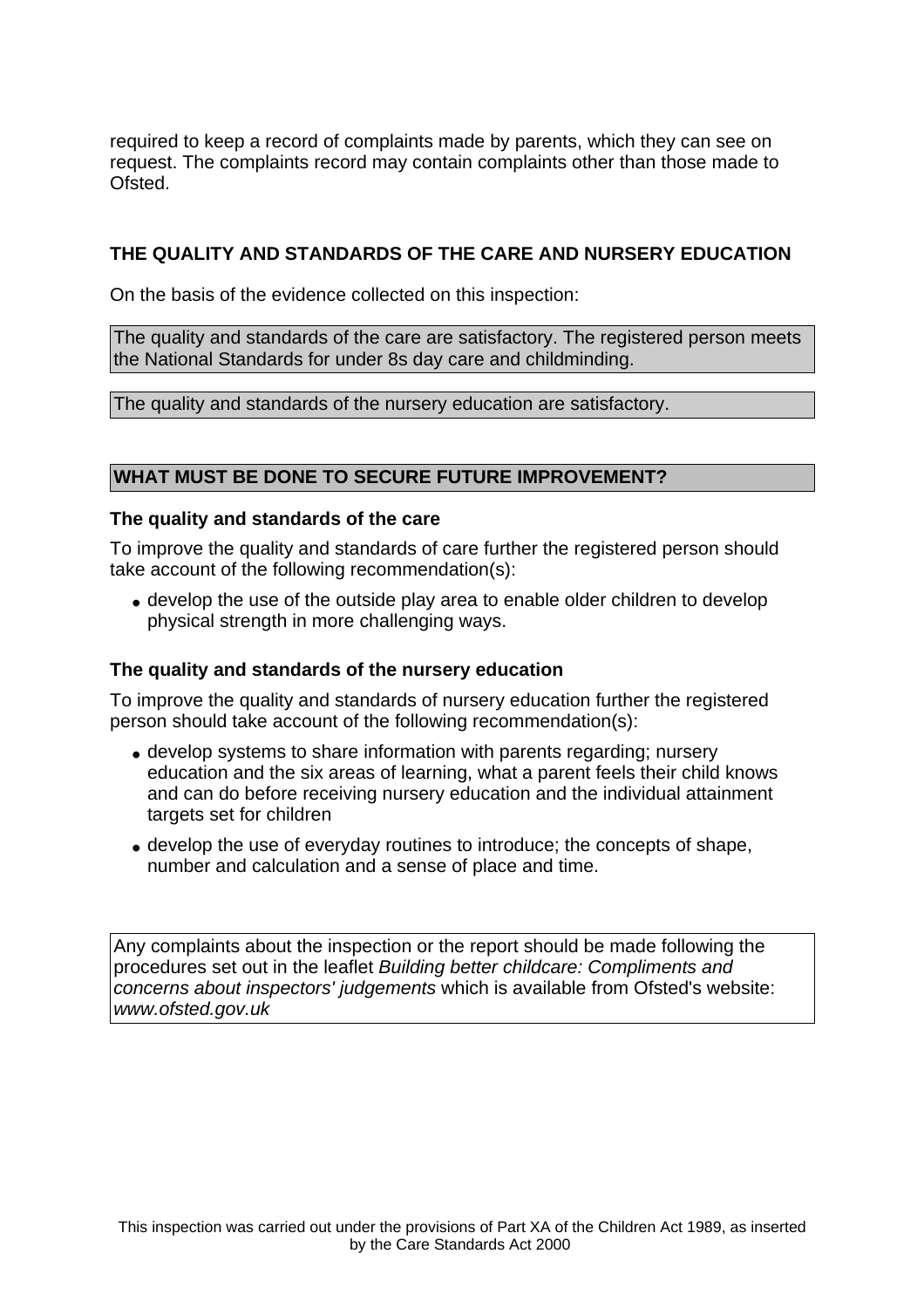required to keep a record of complaints made by parents, which they can see on request. The complaints record may contain complaints other than those made to Ofsted.

## THE QUALITY AND STANDARDS OF THE CARE AND NURSERY EDUCATION

On the basis of the evidence collected on this inspection:

The quality and standards of the care are satisfactory. The registered person meets the National Standards for under 8s day care and childminding.

The quality and standards of the nursery education are satisfactory.

## WHAT MUST BE DONE TO SECURE FUTURE IMPROVEMENT?

### The quality and standards of the care

To improve the quality and standards of care further the registered person should take account of the following recommendation(s):

- develop the use of the outside play area to enable older children to develop physical strength in more challenging ways.

### The quality and standards of the nursery education

To improve the quality and standards of nursery education further the registered person should take account of the following recommendation(s):

- develop systems to share information with parents regarding; nursery education and the six areas of learning, what a parent feels their child knows and can do before receiving nursery education and the individual attainment targets set for children
- develop the use of everyday routines to introduce; the concepts of shape, number and calculation and a sense of place and time.

Any complaints about the inspection or the report should be made following the procedures set out in the leaflet *Building better childcare: Compliments and concerns about inspectors' judgements* which is available from Ofsted's website: *www.ofsted.gov.uk*

This inspection was carried out under the provisions of Part XA of the Children Act 1989, as inserted by the Care Standards Act 2000